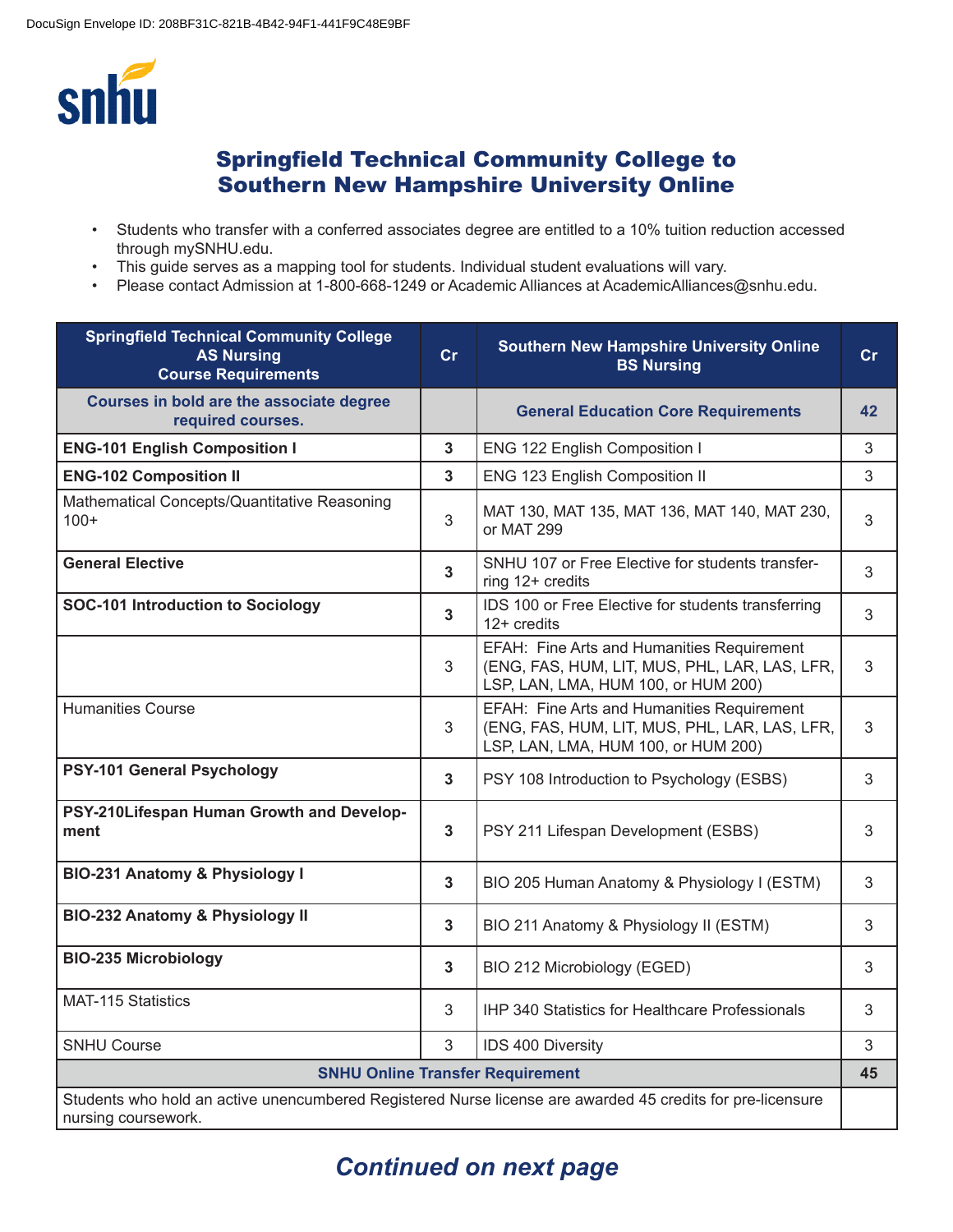DocuSign Envelope ID: 208BF31C-821B-4B42-94F1-441F9C48E9BF

snhu

# Springfield Technical Community College to Southern New Hampshire University Online

- Students who transfer with a conferred associates degree are entitled to a 10% tuition reduction accessed through mySNHU.edu.
- This guide serves as a mapping tool for students. Individual student evaluations will vary.
- Please contact Admission at 1-800-668-1249 or Academic Alliances at AcademicAlliances@snhu.edu.

| Springfield Technical Community College AS Nursing Course Requirements | Cr | Southern New Hampshire University Online BS Nursing | Cr |
|---|---|---|---|
| Courses in bold are the associate degree required courses. | | General Education Core Requirements | 42 |
| **ENG-101 English Composition I** | **3** | ENG 122 English Composition I | 3 |
| **ENG-102 Composition II** | **3** | ENG 123 English Composition II | 3 |
| Mathematical Concepts/Quantitative Reasoning 100+ | 3 | MAT 130, MAT 135, MAT 136, MAT 140, MAT 230, or MAT 299 | 3 |
| **General Elective** | **3** | SNHU 107 or Free Elective for students transferring 12+ credits | 3 |
| **SOC-101 Introduction to Sociology** | **3** | IDS 100 or Free Elective for students transferring 12+ credits | 3 |
| | 3 | EFAH: Fine Arts and Humanities Requirement (ENG, FAS, HUM, LIT, MUS, PHL, LAR, LAS, LFR, LSP, LAN, LMA, HUM 100, or HUM 200) | 3 |
| Humanities Course | 3 | EFAH: Fine Arts and Humanities Requirement (ENG, FAS, HUM, LIT, MUS, PHL, LAR, LAS, LFR, LSP, LAN, LMA, HUM 100, or HUM 200) | 3 |
| **PSY-101 General Psychology** | **3** | PSY 108 Introduction to Psychology (ESBS) | 3 |
| **PSY-210Lifespan Human Growth and Development** | **3** | PSY 211 Lifespan Development (ESBS) | 3 |
| **BIO-231 Anatomy & Physiology I** | **3** | BIO 205 Human Anatomy & Physiology I (ESTM) | 3 |
| **BIO-232 Anatomy & Physiology II** | **3** | BIO 211 Anatomy & Physiology II (ESTM) | 3 |
| **BIO-235 Microbiology** | **3** | BIO 212 Microbiology (EGED) | 3 |
| MAT-115 Statistics | 3 | IHP 340 Statistics for Healthcare Professionals | 3 |
| SNHU Course | 3 | IDS 400 Diversity | 3 |
| SNHU Online Transfer Requirement | | | 45 |
| Students who hold an active unencumbered Registered Nurse license are awarded 45 credits for pre-licensure nursing coursework. | | | |

*Continued on next page*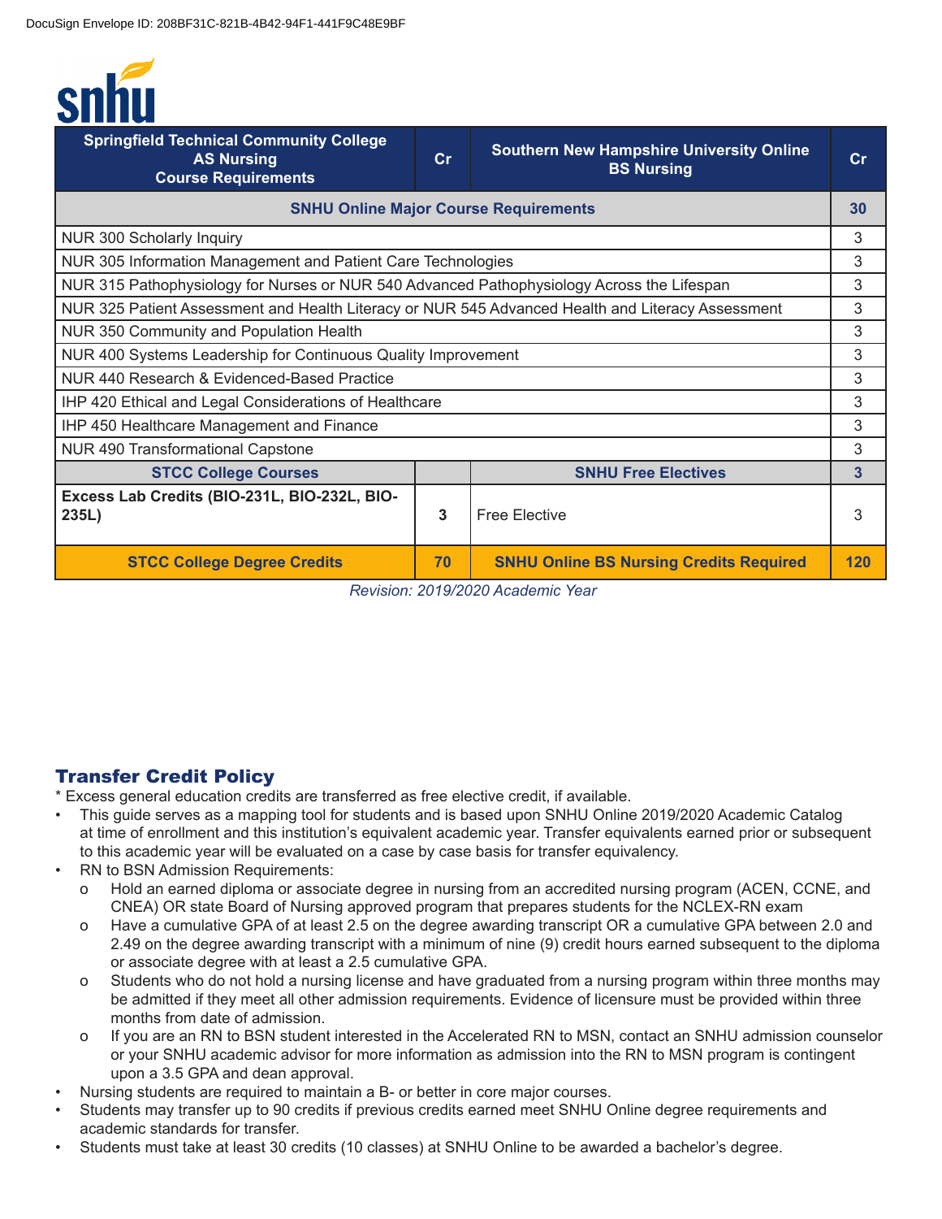| Springfield Technical Community College AS Nursing Course Requirements | Cr | Southern New Hampshire University Online BS Nursing | Cr |
|---|---|---|---|
| **SNHU Online Major Course Requirements** | | | **30** |
| NUR 300 Scholarly Inquiry | | | 3 |
| NUR 305 Information Management and Patient Care Technologies | | | 3 |
| NUR 315 Pathophysiology for Nurses or NUR 540 Advanced Pathophysiology Across the Lifespan | | | 3 |
| NUR 325 Patient Assessment and Health Literacy or NUR 545 Advanced Health and Literacy Assessment | | | 3 |
| NUR 350 Community and Population Health | | | 3 |
| NUR 400 Systems Leadership for Continuous Quality Improvement | | | 3 |
| NUR 440 Research & Evidenced-Based Practice | | | 3 |
| IHP 420 Ethical and Legal Considerations of Healthcare | | | 3 |
| IHP 450 Healthcare Management and Finance | | | 3 |
| NUR 490 Transformational Capstone | | | 3 |
| **STCC College Courses** | | **SNHU Free Electives** | **3** |
| **Excess Lab Credits (BIO-231L, BIO-232L, BIO-235L)** | **3** | Free Elective | 3 |
| **STCC College Degree Credits** | **70** | **SNHU Online BS Nursing Credits Required** | **120** |

*Revision: 2019/2020 Academic Year*

## Transfer Credit Policy

* Excess general education credits are transferred as free elective credit, if available.

- This guide serves as a mapping tool for students and is based upon SNHU Online 2019/2020 Academic Catalog at time of enrollment and this institution's equivalent academic year. Transfer equivalents earned prior or subsequent to this academic year will be evaluated on a case by case basis for transfer equivalency.
- RN to BSN Admission Requirements:
  - Hold an earned diploma or associate degree in nursing from an accredited nursing program (ACEN, CCNE, and CNEA) OR state Board of Nursing approved program that prepares students for the NCLEX-RN exam
  - Have a cumulative GPA of at least 2.5 on the degree awarding transcript OR a cumulative GPA between 2.0 and 2.49 on the degree awarding transcript with a minimum of nine (9) credit hours earned subsequent to the diploma or associate degree with at least a 2.5 cumulative GPA.
  - Students who do not hold a nursing license and have graduated from a nursing program within three months may be admitted if they meet all other admission requirements. Evidence of licensure must be provided within three months from date of admission.
  - If you are an RN to BSN student interested in the Accelerated RN to MSN, contact an SNHU admission counselor or your SNHU academic advisor for more information as admission into the RN to MSN program is contingent upon a 3.5 GPA and dean approval.
- Nursing students are required to maintain a B- or better in core major courses.
- Students may transfer up to 90 credits if previous credits earned meet SNHU Online degree requirements and academic standards for transfer.
- Students must take at least 30 credits (10 classes) at SNHU Online to be awarded a bachelor's degree.